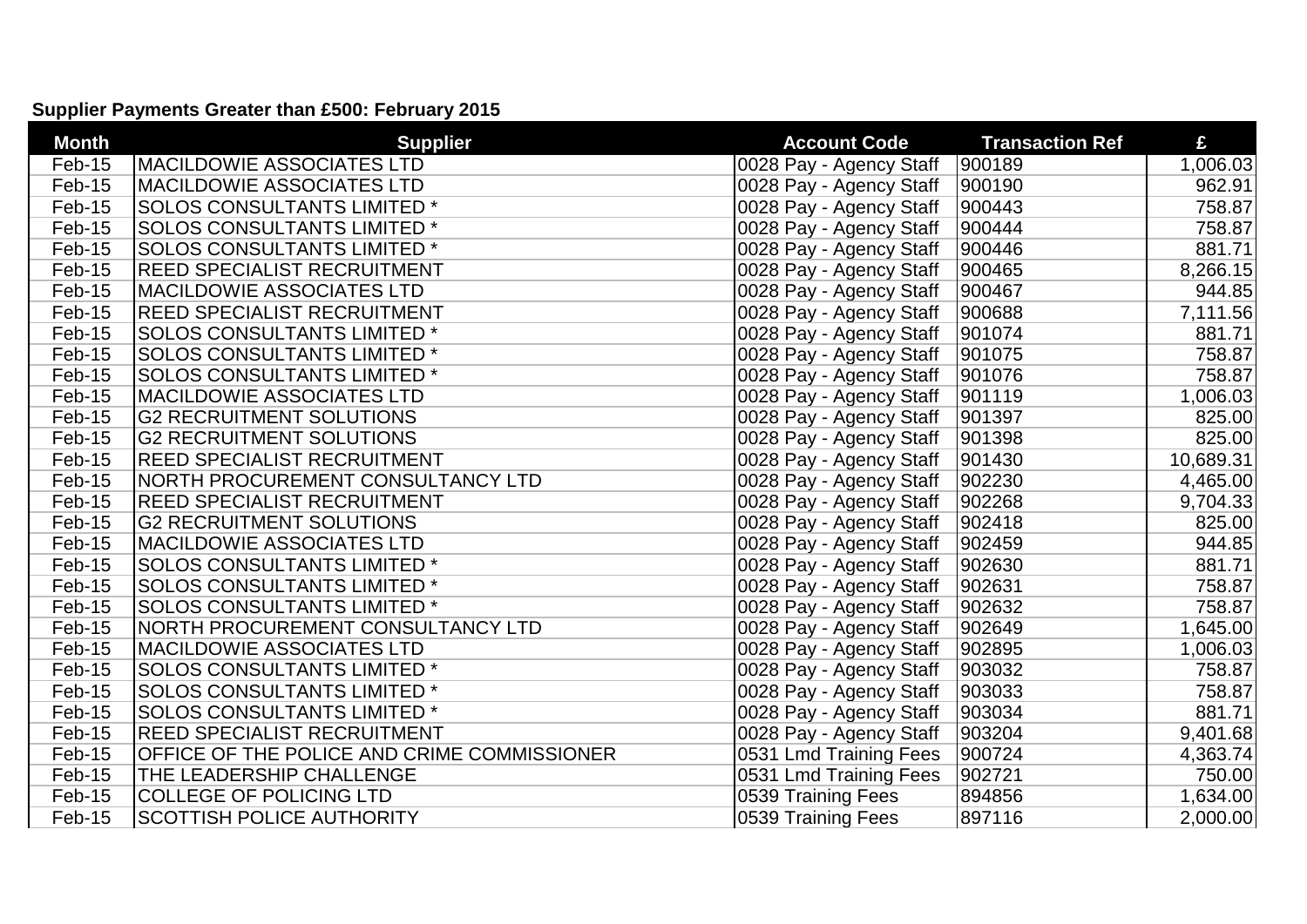**Supplier Payments Greater than £500: February 2015**

| Month | Supplier | Account Code | Transaction Ref | £ |
|---|---|---|---|---|
| Feb-15 | MACILDOWIE ASSOCIATES LTD | 0028 Pay - Agency Staff | 900189 | 1,006.03 |
| Feb-15 | MACILDOWIE ASSOCIATES LTD | 0028 Pay - Agency Staff | 900190 | 962.91 |
| Feb-15 | SOLOS CONSULTANTS LIMITED * | 0028 Pay - Agency Staff | 900443 | 758.87 |
| Feb-15 | SOLOS CONSULTANTS LIMITED * | 0028 Pay - Agency Staff | 900444 | 758.87 |
| Feb-15 | SOLOS CONSULTANTS LIMITED * | 0028 Pay - Agency Staff | 900446 | 881.71 |
| Feb-15 | REED SPECIALIST RECRUITMENT | 0028 Pay - Agency Staff | 900465 | 8,266.15 |
| Feb-15 | MACILDOWIE ASSOCIATES LTD | 0028 Pay - Agency Staff | 900467 | 944.85 |
| Feb-15 | REED SPECIALIST RECRUITMENT | 0028 Pay - Agency Staff | 900688 | 7,111.56 |
| Feb-15 | SOLOS CONSULTANTS LIMITED * | 0028 Pay - Agency Staff | 901074 | 881.71 |
| Feb-15 | SOLOS CONSULTANTS LIMITED * | 0028 Pay - Agency Staff | 901075 | 758.87 |
| Feb-15 | SOLOS CONSULTANTS LIMITED * | 0028 Pay - Agency Staff | 901076 | 758.87 |
| Feb-15 | MACILDOWIE ASSOCIATES LTD | 0028 Pay - Agency Staff | 901119 | 1,006.03 |
| Feb-15 | G2 RECRUITMENT SOLUTIONS | 0028 Pay - Agency Staff | 901397 | 825.00 |
| Feb-15 | G2 RECRUITMENT SOLUTIONS | 0028 Pay - Agency Staff | 901398 | 825.00 |
| Feb-15 | REED SPECIALIST RECRUITMENT | 0028 Pay - Agency Staff | 901430 | 10,689.31 |
| Feb-15 | NORTH PROCUREMENT CONSULTANCY LTD | 0028 Pay - Agency Staff | 902230 | 4,465.00 |
| Feb-15 | REED SPECIALIST RECRUITMENT | 0028 Pay - Agency Staff | 902268 | 9,704.33 |
| Feb-15 | G2 RECRUITMENT SOLUTIONS | 0028 Pay - Agency Staff | 902418 | 825.00 |
| Feb-15 | MACILDOWIE ASSOCIATES LTD | 0028 Pay - Agency Staff | 902459 | 944.85 |
| Feb-15 | SOLOS CONSULTANTS LIMITED * | 0028 Pay - Agency Staff | 902630 | 881.71 |
| Feb-15 | SOLOS CONSULTANTS LIMITED * | 0028 Pay - Agency Staff | 902631 | 758.87 |
| Feb-15 | SOLOS CONSULTANTS LIMITED * | 0028 Pay - Agency Staff | 902632 | 758.87 |
| Feb-15 | NORTH PROCUREMENT CONSULTANCY LTD | 0028 Pay - Agency Staff | 902649 | 1,645.00 |
| Feb-15 | MACILDOWIE ASSOCIATES LTD | 0028 Pay - Agency Staff | 902895 | 1,006.03 |
| Feb-15 | SOLOS CONSULTANTS LIMITED * | 0028 Pay - Agency Staff | 903032 | 758.87 |
| Feb-15 | SOLOS CONSULTANTS LIMITED * | 0028 Pay - Agency Staff | 903033 | 758.87 |
| Feb-15 | SOLOS CONSULTANTS LIMITED * | 0028 Pay - Agency Staff | 903034 | 881.71 |
| Feb-15 | REED SPECIALIST RECRUITMENT | 0028 Pay - Agency Staff | 903204 | 9,401.68 |
| Feb-15 | OFFICE OF THE POLICE AND CRIME COMMISSIONER | 0531 Lmd Training Fees | 900724 | 4,363.74 |
| Feb-15 | THE LEADERSHIP CHALLENGE | 0531 Lmd Training Fees | 902721 | 750.00 |
| Feb-15 | COLLEGE OF POLICING LTD | 0539 Training Fees | 894856 | 1,634.00 |
| Feb-15 | SCOTTISH POLICE AUTHORITY | 0539 Training Fees | 897116 | 2,000.00 |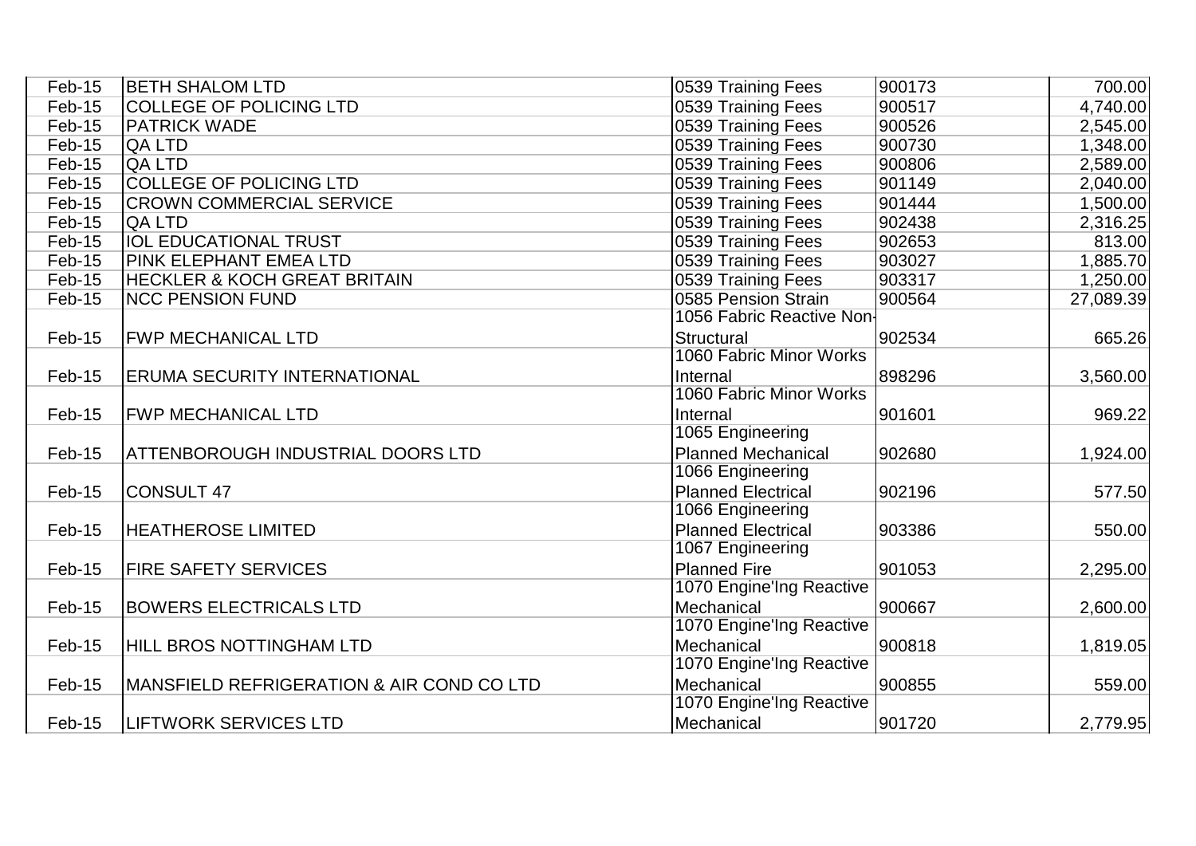| | | | | |
|---|---|---|---|---|
| Feb-15 | BETH SHALOM LTD | 0539 Training Fees | 900173 | 700.00 |
| Feb-15 | COLLEGE OF POLICING LTD | 0539 Training Fees | 900517 | 4,740.00 |
| Feb-15 | PATRICK WADE | 0539 Training Fees | 900526 | 2,545.00 |
| Feb-15 | QA LTD | 0539 Training Fees | 900730 | 1,348.00 |
| Feb-15 | QA LTD | 0539 Training Fees | 900806 | 2,589.00 |
| Feb-15 | COLLEGE OF POLICING LTD | 0539 Training Fees | 901149 | 2,040.00 |
| Feb-15 | CROWN COMMERCIAL SERVICE | 0539 Training Fees | 901444 | 1,500.00 |
| Feb-15 | QA LTD | 0539 Training Fees | 902438 | 2,316.25 |
| Feb-15 | IOL EDUCATIONAL TRUST | 0539 Training Fees | 902653 | 813.00 |
| Feb-15 | PINK ELEPHANT EMEA LTD | 0539 Training Fees | 903027 | 1,885.70 |
| Feb-15 | HECKLER & KOCH GREAT BRITAIN | 0539 Training Fees | 903317 | 1,250.00 |
| Feb-15 | NCC PENSION FUND | 0585 Pension Strain | 900564 | 27,089.39 |
| Feb-15 | FWP MECHANICAL LTD | 1056 Fabric Reactive Non-Structural | 902534 | 665.26 |
| Feb-15 | ERUMA SECURITY INTERNATIONAL | 1060 Fabric Minor Works Internal | 898296 | 3,560.00 |
| Feb-15 | FWP MECHANICAL LTD | 1060 Fabric Minor Works Internal | 901601 | 969.22 |
| Feb-15 | ATTENBOROUGH INDUSTRIAL DOORS LTD | 1065 Engineering Planned Mechanical | 902680 | 1,924.00 |
| Feb-15 | CONSULT 47 | 1066 Engineering Planned Electrical | 902196 | 577.50 |
| Feb-15 | HEATHEROSE LIMITED | 1066 Engineering Planned Electrical | 903386 | 550.00 |
| Feb-15 | FIRE SAFETY SERVICES | 1067 Engineering Planned Fire | 901053 | 2,295.00 |
| Feb-15 | BOWERS ELECTRICALS LTD | 1070 Engine'Ing Reactive Mechanical | 900667 | 2,600.00 |
| Feb-15 | HILL BROS NOTTINGHAM LTD | 1070 Engine'Ing Reactive Mechanical | 900818 | 1,819.05 |
| Feb-15 | MANSFIELD REFRIGERATION & AIR COND CO LTD | 1070 Engine'Ing Reactive Mechanical | 900855 | 559.00 |
| Feb-15 | LIFTWORK SERVICES LTD | 1070 Engine'Ing Reactive Mechanical | 901720 | 2,779.95 |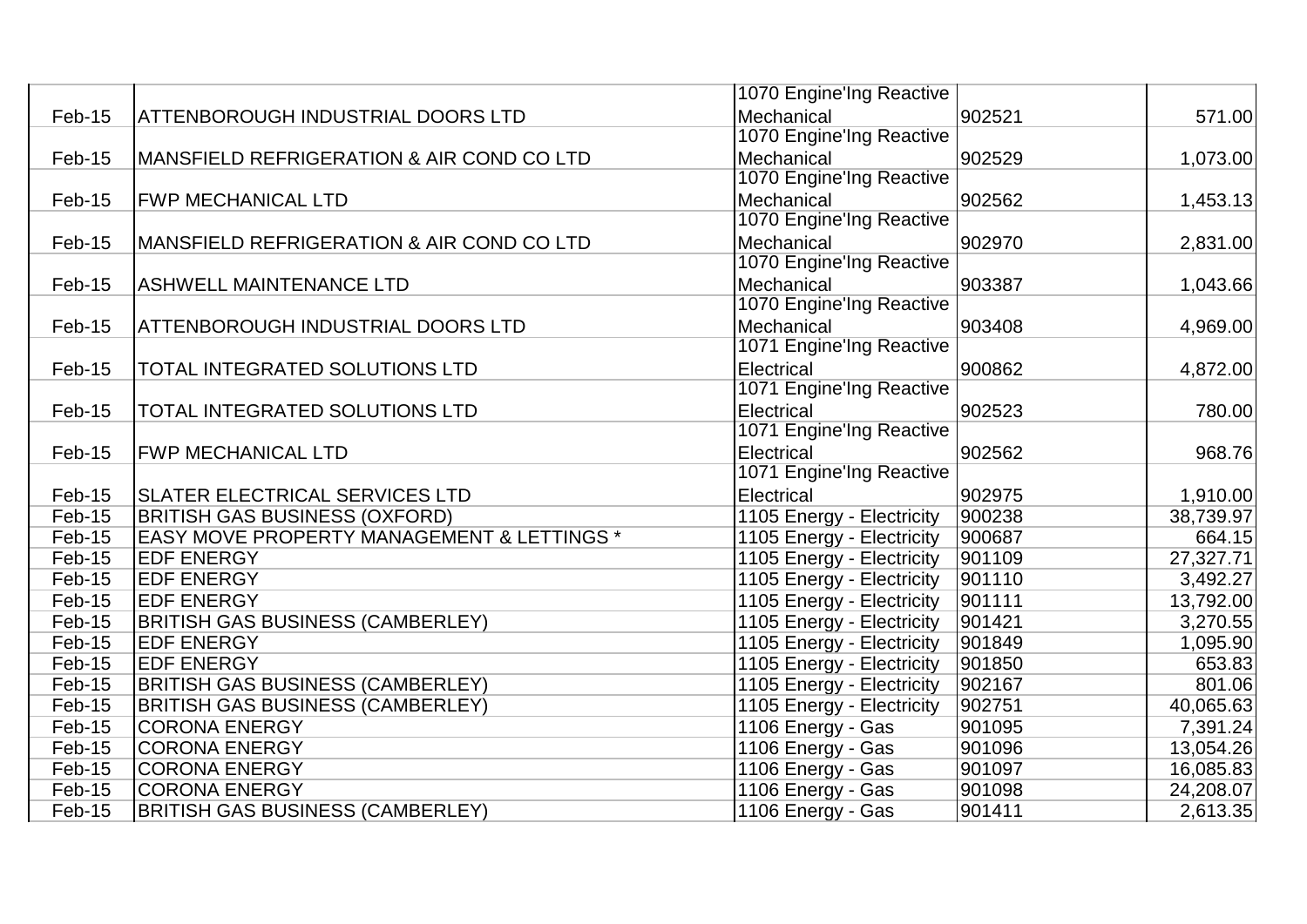| | | | | |
|---|---|---|---|---|
| Feb-15 | ATTENBOROUGH INDUSTRIAL DOORS LTD | 1070 Engine'Ing Reactive Mechanical | 902521 | 571.00 |
| Feb-15 | MANSFIELD REFRIGERATION & AIR COND CO LTD | 1070 Engine'Ing Reactive Mechanical | 902529 | 1,073.00 |
| Feb-15 | FWP MECHANICAL LTD | 1070 Engine'Ing Reactive Mechanical | 902562 | 1,453.13 |
| Feb-15 | MANSFIELD REFRIGERATION & AIR COND CO LTD | 1070 Engine'Ing Reactive Mechanical | 902970 | 2,831.00 |
| Feb-15 | ASHWELL MAINTENANCE LTD | 1070 Engine'Ing Reactive Mechanical | 903387 | 1,043.66 |
| Feb-15 | ATTENBOROUGH INDUSTRIAL DOORS LTD | 1070 Engine'Ing Reactive Mechanical | 903408 | 4,969.00 |
| Feb-15 | TOTAL INTEGRATED SOLUTIONS LTD | 1071 Engine'Ing Reactive Electrical | 900862 | 4,872.00 |
| Feb-15 | TOTAL INTEGRATED SOLUTIONS LTD | 1071 Engine'Ing Reactive Electrical | 902523 | 780.00 |
| Feb-15 | FWP MECHANICAL LTD | 1071 Engine'Ing Reactive Electrical | 902562 | 968.76 |
| Feb-15 | SLATER ELECTRICAL SERVICES LTD | 1071 Engine'Ing Reactive Electrical | 902975 | 1,910.00 |
| Feb-15 | BRITISH GAS BUSINESS (OXFORD) | 1105 Energy - Electricity | 900238 | 38,739.97 |
| Feb-15 | EASY MOVE PROPERTY MANAGEMENT & LETTINGS * | 1105 Energy - Electricity | 900687 | 664.15 |
| Feb-15 | EDF ENERGY | 1105 Energy - Electricity | 901109 | 27,327.71 |
| Feb-15 | EDF ENERGY | 1105 Energy - Electricity | 901110 | 3,492.27 |
| Feb-15 | EDF ENERGY | 1105 Energy - Electricity | 901111 | 13,792.00 |
| Feb-15 | BRITISH GAS BUSINESS (CAMBERLEY) | 1105 Energy - Electricity | 901421 | 3,270.55 |
| Feb-15 | EDF ENERGY | 1105 Energy - Electricity | 901849 | 1,095.90 |
| Feb-15 | EDF ENERGY | 1105 Energy - Electricity | 901850 | 653.83 |
| Feb-15 | BRITISH GAS BUSINESS (CAMBERLEY) | 1105 Energy - Electricity | 902167 | 801.06 |
| Feb-15 | BRITISH GAS BUSINESS (CAMBERLEY) | 1105 Energy - Electricity | 902751 | 40,065.63 |
| Feb-15 | CORONA ENERGY | 1106 Energy - Gas | 901095 | 7,391.24 |
| Feb-15 | CORONA ENERGY | 1106 Energy - Gas | 901096 | 13,054.26 |
| Feb-15 | CORONA ENERGY | 1106 Energy - Gas | 901097 | 16,085.83 |
| Feb-15 | CORONA ENERGY | 1106 Energy - Gas | 901098 | 24,208.07 |
| Feb-15 | BRITISH GAS BUSINESS (CAMBERLEY) | 1106 Energy - Gas | 901411 | 2,613.35 |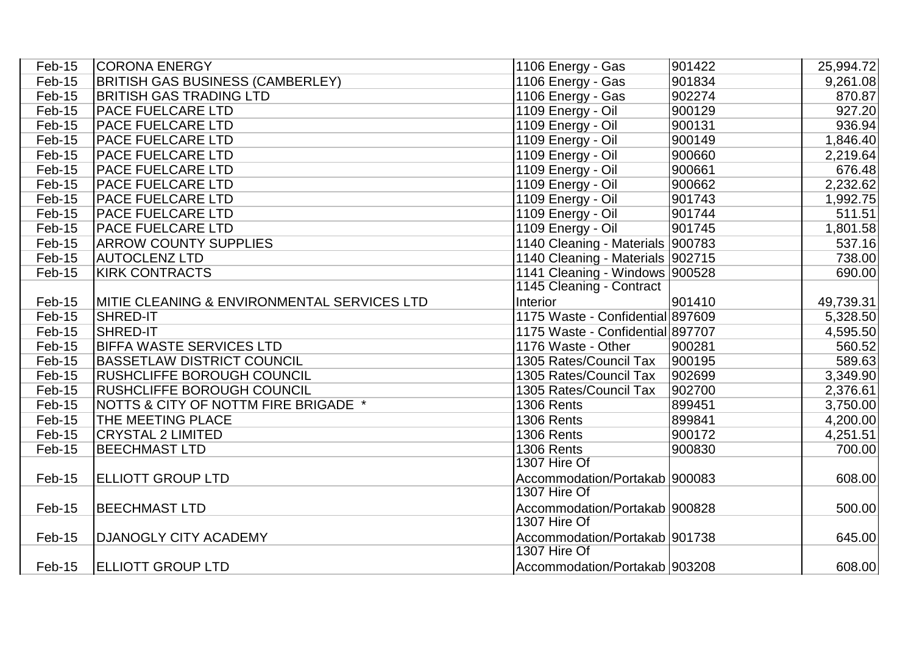| | | | | |
|---|---|---|---|---|
| Feb-15 | CORONA ENERGY | 1106 Energy - Gas | 901422 | 25,994.72 |
| Feb-15 | BRITISH GAS BUSINESS (CAMBERLEY) | 1106 Energy - Gas | 901834 | 9,261.08 |
| Feb-15 | BRITISH GAS TRADING LTD | 1106 Energy - Gas | 902274 | 870.87 |
| Feb-15 | PACE FUELCARE LTD | 1109 Energy - Oil | 900129 | 927.20 |
| Feb-15 | PACE FUELCARE LTD | 1109 Energy - Oil | 900131 | 936.94 |
| Feb-15 | PACE FUELCARE LTD | 1109 Energy - Oil | 900149 | 1,846.40 |
| Feb-15 | PACE FUELCARE LTD | 1109 Energy - Oil | 900660 | 2,219.64 |
| Feb-15 | PACE FUELCARE LTD | 1109 Energy - Oil | 900661 | 676.48 |
| Feb-15 | PACE FUELCARE LTD | 1109 Energy - Oil | 900662 | 2,232.62 |
| Feb-15 | PACE FUELCARE LTD | 1109 Energy - Oil | 901743 | 1,992.75 |
| Feb-15 | PACE FUELCARE LTD | 1109 Energy - Oil | 901744 | 511.51 |
| Feb-15 | PACE FUELCARE LTD | 1109 Energy - Oil | 901745 | 1,801.58 |
| Feb-15 | ARROW COUNTY SUPPLIES | 1140 Cleaning - Materials | 900783 | 537.16 |
| Feb-15 | AUTOCLENZ LTD | 1140 Cleaning - Materials | 902715 | 738.00 |
| Feb-15 | KIRK CONTRACTS | 1141 Cleaning - Windows | 900528 | 690.00 |
| Feb-15 | MITIE CLEANING & ENVIRONMENTAL SERVICES LTD | 1145 Cleaning - Contract Interior | 901410 | 49,739.31 |
| Feb-15 | SHRED-IT | 1175 Waste - Confidential | 897609 | 5,328.50 |
| Feb-15 | SHRED-IT | 1175 Waste - Confidential | 897707 | 4,595.50 |
| Feb-15 | BIFFA WASTE SERVICES LTD | 1176 Waste - Other | 900281 | 560.52 |
| Feb-15 | BASSETLAW DISTRICT COUNCIL | 1305 Rates/Council Tax | 900195 | 589.63 |
| Feb-15 | RUSHCLIFFE BOROUGH COUNCIL | 1305 Rates/Council Tax | 902699 | 3,349.90 |
| Feb-15 | RUSHCLIFFE BOROUGH COUNCIL | 1305 Rates/Council Tax | 902700 | 2,376.61 |
| Feb-15 | NOTTS & CITY OF NOTTM FIRE BRIGADE * | 1306 Rents | 899451 | 3,750.00 |
| Feb-15 | THE MEETING PLACE | 1306 Rents | 899841 | 4,200.00 |
| Feb-15 | CRYSTAL 2 LIMITED | 1306 Rents | 900172 | 4,251.51 |
| Feb-15 | BEECHMAST LTD | 1306 Rents | 900830 | 700.00 |
| Feb-15 | ELLIOTT GROUP LTD | 1307 Hire Of Accommodation/Portakab | 900083 | 608.00 |
| Feb-15 | BEECHMAST LTD | 1307 Hire Of Accommodation/Portakab | 900828 | 500.00 |
| Feb-15 | DJANOGLY CITY ACADEMY | 1307 Hire Of Accommodation/Portakab | 901738 | 645.00 |
| Feb-15 | ELLIOTT GROUP LTD | 1307 Hire Of Accommodation/Portakab | 903208 | 608.00 |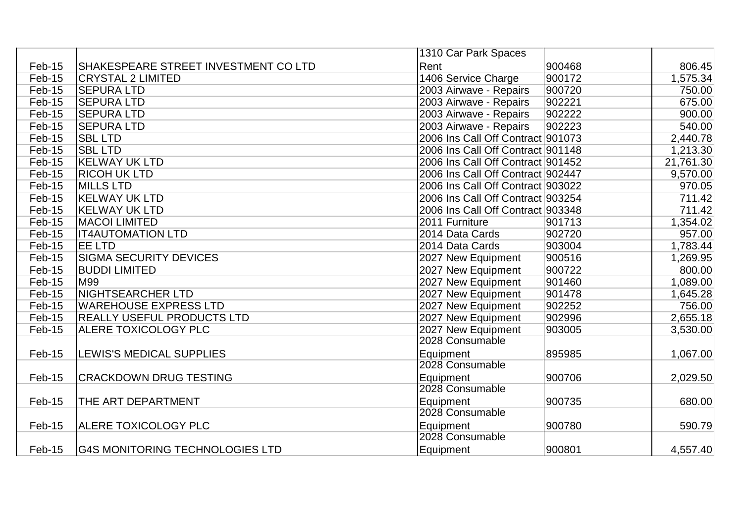| | | | | |
|---|---|---|---|---|
| Feb-15 | SHAKESPEARE STREET INVESTMENT CO LTD | 1310 Car Park Spaces Rent | 900468 | 806.45 |
| Feb-15 | CRYSTAL 2 LIMITED | 1406 Service Charge | 900172 | 1,575.34 |
| Feb-15 | SEPURA LTD | 2003 Airwave - Repairs | 900720 | 750.00 |
| Feb-15 | SEPURA LTD | 2003 Airwave - Repairs | 902221 | 675.00 |
| Feb-15 | SEPURA LTD | 2003 Airwave - Repairs | 902222 | 900.00 |
| Feb-15 | SEPURA LTD | 2003 Airwave - Repairs | 902223 | 540.00 |
| Feb-15 | SBL LTD | 2006 Ins Call Off Contract | 901073 | 2,440.78 |
| Feb-15 | SBL LTD | 2006 Ins Call Off Contract | 901148 | 1,213.30 |
| Feb-15 | KELWAY UK LTD | 2006 Ins Call Off Contract | 901452 | 21,761.30 |
| Feb-15 | RICOH UK LTD | 2006 Ins Call Off Contract | 902447 | 9,570.00 |
| Feb-15 | MILLS LTD | 2006 Ins Call Off Contract | 903022 | 970.05 |
| Feb-15 | KELWAY UK LTD | 2006 Ins Call Off Contract | 903254 | 711.42 |
| Feb-15 | KELWAY UK LTD | 2006 Ins Call Off Contract | 903348 | 711.42 |
| Feb-15 | MACOI LIMITED | 2011 Furniture | 901713 | 1,354.02 |
| Feb-15 | IT4AUTOMATION LTD | 2014 Data Cards | 902720 | 957.00 |
| Feb-15 | EE LTD | 2014 Data Cards | 903004 | 1,783.44 |
| Feb-15 | SIGMA SECURITY DEVICES | 2027 New Equipment | 900516 | 1,269.95 |
| Feb-15 | BUDDI LIMITED | 2027 New Equipment | 900722 | 800.00 |
| Feb-15 | M99 | 2027 New Equipment | 901460 | 1,089.00 |
| Feb-15 | NIGHTSEARCHER LTD | 2027 New Equipment | 901478 | 1,645.28 |
| Feb-15 | WAREHOUSE EXPRESS LTD | 2027 New Equipment | 902252 | 756.00 |
| Feb-15 | REALLY USEFUL PRODUCTS LTD | 2027 New Equipment | 902996 | 2,655.18 |
| Feb-15 | ALERE TOXICOLOGY PLC | 2027 New Equipment | 903005 | 3,530.00 |
| Feb-15 | LEWIS'S MEDICAL SUPPLIES | 2028 Consumable Equipment | 895985 | 1,067.00 |
| Feb-15 | CRACKDOWN DRUG TESTING | 2028 Consumable Equipment | 900706 | 2,029.50 |
| Feb-15 | THE ART DEPARTMENT | 2028 Consumable Equipment | 900735 | 680.00 |
| Feb-15 | ALERE TOXICOLOGY PLC | 2028 Consumable Equipment | 900780 | 590.79 |
| Feb-15 | G4S MONITORING TECHNOLOGIES LTD | 2028 Consumable Equipment | 900801 | 4,557.40 |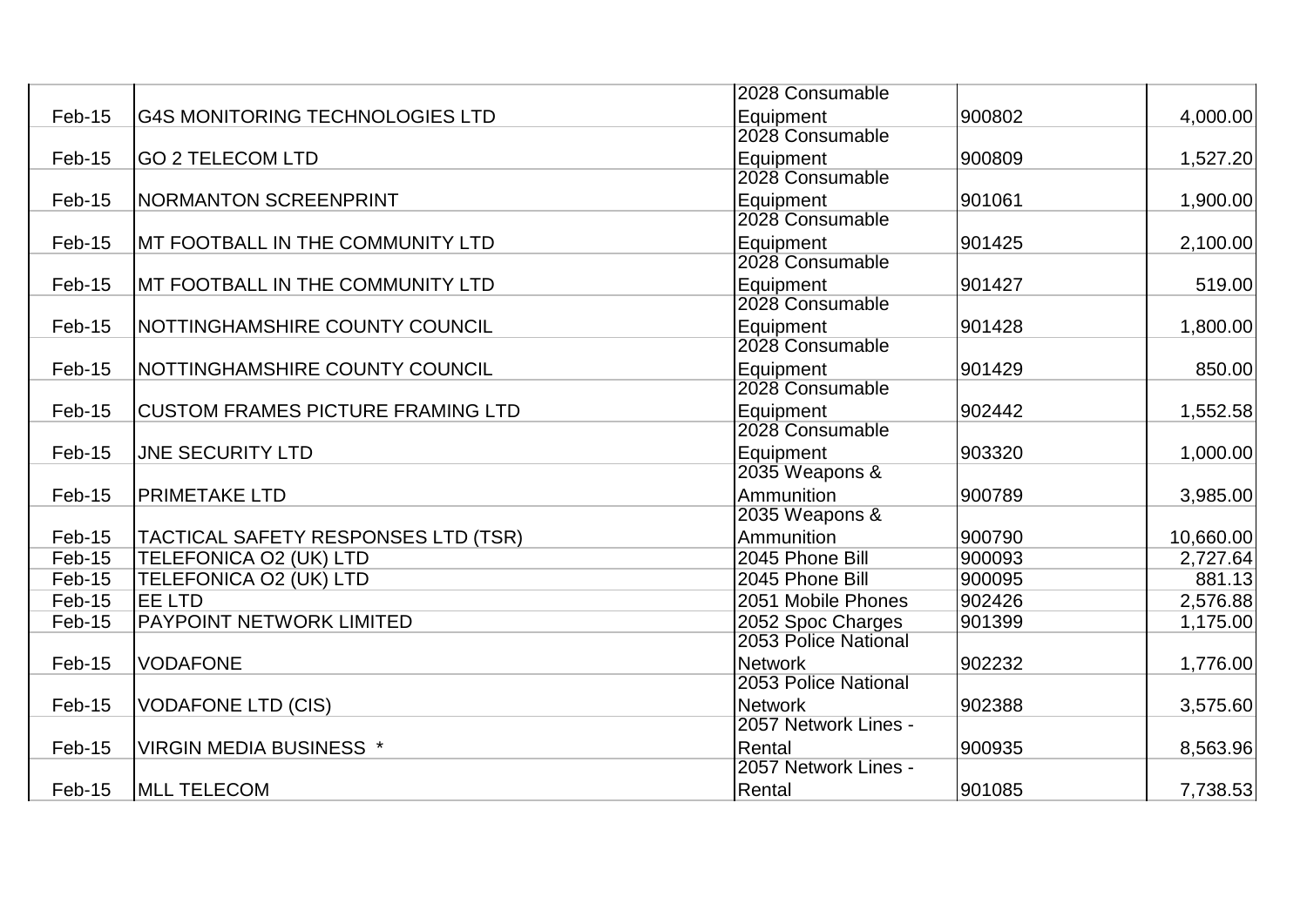| | | | | |
|---|---|---|---|---|
| Feb-15 | G4S MONITORING TECHNOLOGIES LTD | 2028 Consumable Equipment | 900802 | 4,000.00 |
| Feb-15 | GO 2 TELECOM LTD | 2028 Consumable Equipment | 900809 | 1,527.20 |
| Feb-15 | NORMANTON SCREENPRINT | 2028 Consumable Equipment | 901061 | 1,900.00 |
| Feb-15 | MT FOOTBALL IN THE COMMUNITY LTD | 2028 Consumable Equipment | 901425 | 2,100.00 |
| Feb-15 | MT FOOTBALL IN THE COMMUNITY LTD | 2028 Consumable Equipment | 901427 | 519.00 |
| Feb-15 | NOTTINGHAMSHIRE COUNTY COUNCIL | 2028 Consumable Equipment | 901428 | 1,800.00 |
| Feb-15 | NOTTINGHAMSHIRE COUNTY COUNCIL | 2028 Consumable Equipment | 901429 | 850.00 |
| Feb-15 | CUSTOM FRAMES PICTURE FRAMING LTD | 2028 Consumable Equipment | 902442 | 1,552.58 |
| Feb-15 | JNE SECURITY LTD | 2028 Consumable Equipment | 903320 | 1,000.00 |
| Feb-15 | PRIMETAKE LTD | 2035 Weapons & Ammunition | 900789 | 3,985.00 |
| Feb-15 | TACTICAL SAFETY RESPONSES LTD (TSR) | 2035 Weapons & Ammunition | 900790 | 10,660.00 |
| Feb-15 | TELEFONICA O2 (UK) LTD | 2045 Phone Bill | 900093 | 2,727.64 |
| Feb-15 | TELEFONICA O2 (UK) LTD | 2045 Phone Bill | 900095 | 881.13 |
| Feb-15 | EE LTD | 2051 Mobile Phones | 902426 | 2,576.88 |
| Feb-15 | PAYPOINT NETWORK LIMITED | 2052 Spoc Charges | 901399 | 1,175.00 |
| Feb-15 | VODAFONE | 2053 Police National Network | 902232 | 1,776.00 |
| Feb-15 | VODAFONE LTD (CIS) | 2053 Police National Network | 902388 | 3,575.60 |
| Feb-15 | VIRGIN MEDIA BUSINESS * | 2057 Network Lines - Rental | 900935 | 8,563.96 |
| Feb-15 | MLL TELECOM | 2057 Network Lines - Rental | 901085 | 7,738.53 |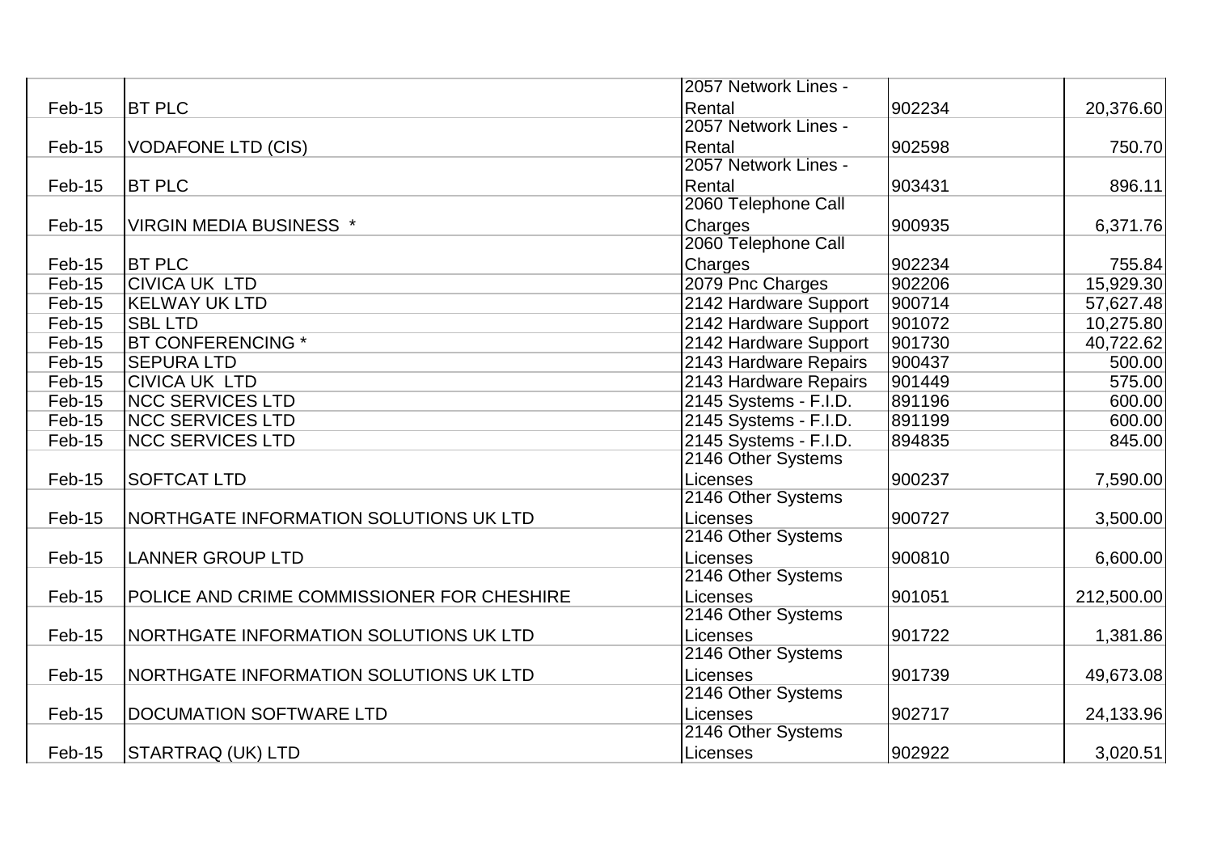| | | | | |
|---|---|---|---|---|
| Feb-15 | BT PLC | 2057 Network Lines - Rental | 902234 | 20,376.60 |
| Feb-15 | VODAFONE LTD (CIS) | 2057 Network Lines - Rental | 902598 | 750.70 |
| Feb-15 | BT PLC | 2057 Network Lines - Rental | 903431 | 896.11 |
| Feb-15 | VIRGIN MEDIA BUSINESS * | 2060 Telephone Call Charges | 900935 | 6,371.76 |
| Feb-15 | BT PLC | 2060 Telephone Call Charges | 902234 | 755.84 |
| Feb-15 | CIVICA UK LTD | 2079 Pnc Charges | 902206 | 15,929.30 |
| Feb-15 | KELWAY UK LTD | 2142 Hardware Support | 900714 | 57,627.48 |
| Feb-15 | SBL LTD | 2142 Hardware Support | 901072 | 10,275.80 |
| Feb-15 | BT CONFERENCING * | 2142 Hardware Support | 901730 | 40,722.62 |
| Feb-15 | SEPURA LTD | 2143 Hardware Repairs | 900437 | 500.00 |
| Feb-15 | CIVICA UK LTD | 2143 Hardware Repairs | 901449 | 575.00 |
| Feb-15 | NCC SERVICES LTD | 2145 Systems - F.I.D. | 891196 | 600.00 |
| Feb-15 | NCC SERVICES LTD | 2145 Systems - F.I.D. | 891199 | 600.00 |
| Feb-15 | NCC SERVICES LTD | 2145 Systems - F.I.D. | 894835 | 845.00 |
| Feb-15 | SOFTCAT LTD | 2146 Other Systems Licenses | 900237 | 7,590.00 |
| Feb-15 | NORTHGATE INFORMATION SOLUTIONS UK LTD | 2146 Other Systems Licenses | 900727 | 3,500.00 |
| Feb-15 | LANNER GROUP LTD | 2146 Other Systems Licenses | 900810 | 6,600.00 |
| Feb-15 | POLICE AND CRIME COMMISSIONER FOR CHESHIRE | 2146 Other Systems Licenses | 901051 | 212,500.00 |
| Feb-15 | NORTHGATE INFORMATION SOLUTIONS UK LTD | 2146 Other Systems Licenses | 901722 | 1,381.86 |
| Feb-15 | NORTHGATE INFORMATION SOLUTIONS UK LTD | 2146 Other Systems Licenses | 901739 | 49,673.08 |
| Feb-15 | DOCUMATION SOFTWARE LTD | 2146 Other Systems Licenses | 902717 | 24,133.96 |
| Feb-15 | STARTRAQ (UK) LTD | 2146 Other Systems Licenses | 902922 | 3,020.51 |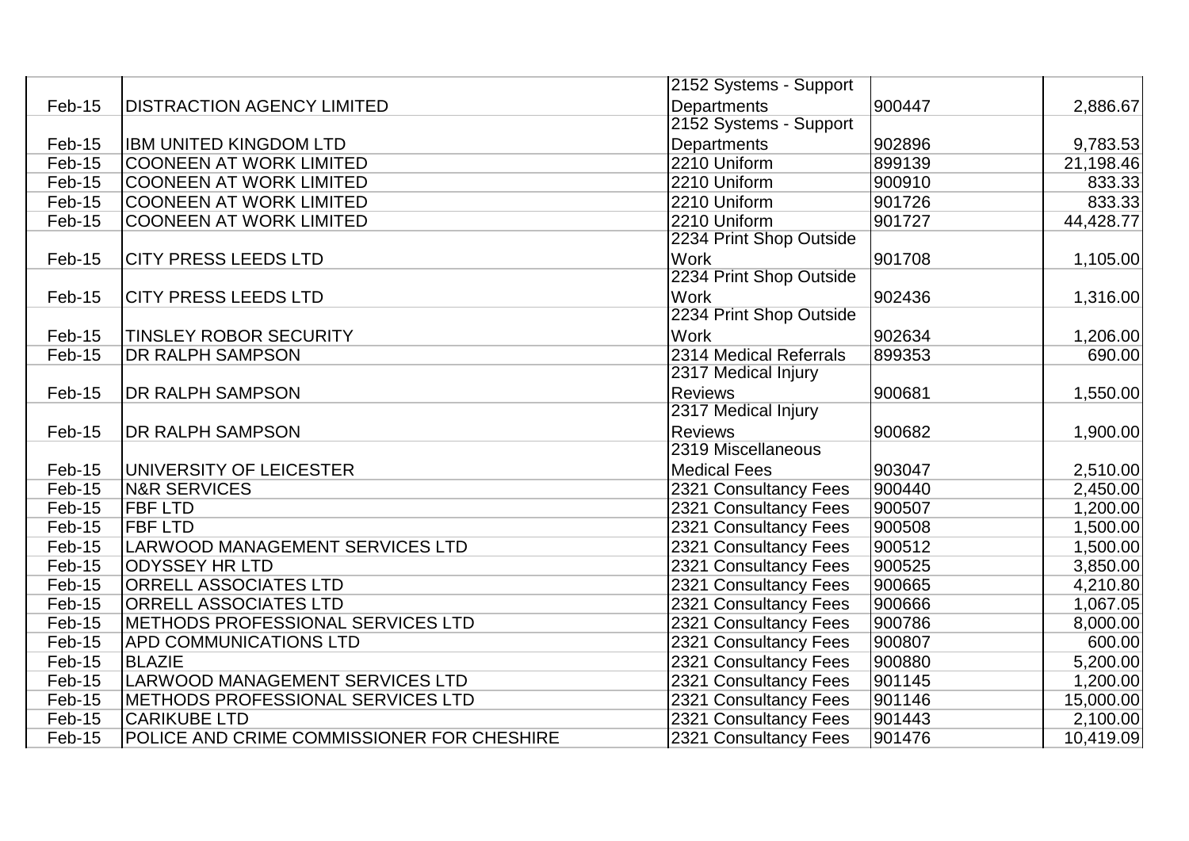| | | | | |
|---|---|---|---|---|
| Feb-15 | DISTRACTION AGENCY LIMITED | 2152 Systems - Support Departments | 900447 | 2,886.67 |
| Feb-15 | IBM UNITED KINGDOM LTD | 2152 Systems - Support Departments | 902896 | 9,783.53 |
| Feb-15 | COONEEN AT WORK LIMITED | 2210 Uniform | 899139 | 21,198.46 |
| Feb-15 | COONEEN AT WORK LIMITED | 2210 Uniform | 900910 | 833.33 |
| Feb-15 | COONEEN AT WORK LIMITED | 2210 Uniform | 901726 | 833.33 |
| Feb-15 | COONEEN AT WORK LIMITED | 2210 Uniform | 901727 | 44,428.77 |
| Feb-15 | CITY PRESS LEEDS LTD | 2234 Print Shop Outside Work | 901708 | 1,105.00 |
| Feb-15 | CITY PRESS LEEDS LTD | 2234 Print Shop Outside Work | 902436 | 1,316.00 |
| Feb-15 | TINSLEY ROBOR SECURITY | 2234 Print Shop Outside Work | 902634 | 1,206.00 |
| Feb-15 | DR RALPH SAMPSON | 2314 Medical Referrals | 899353 | 690.00 |
| Feb-15 | DR RALPH SAMPSON | 2317 Medical Injury Reviews | 900681 | 1,550.00 |
| Feb-15 | DR RALPH SAMPSON | 2317 Medical Injury Reviews | 900682 | 1,900.00 |
| Feb-15 | UNIVERSITY OF LEICESTER | 2319 Miscellaneous Medical Fees | 903047 | 2,510.00 |
| Feb-15 | N&R SERVICES | 2321 Consultancy Fees | 900440 | 2,450.00 |
| Feb-15 | FBF LTD | 2321 Consultancy Fees | 900507 | 1,200.00 |
| Feb-15 | FBF LTD | 2321 Consultancy Fees | 900508 | 1,500.00 |
| Feb-15 | LARWOOD MANAGEMENT SERVICES LTD | 2321 Consultancy Fees | 900512 | 1,500.00 |
| Feb-15 | ODYSSEY HR LTD | 2321 Consultancy Fees | 900525 | 3,850.00 |
| Feb-15 | ORRELL ASSOCIATES LTD | 2321 Consultancy Fees | 900665 | 4,210.80 |
| Feb-15 | ORRELL ASSOCIATES LTD | 2321 Consultancy Fees | 900666 | 1,067.05 |
| Feb-15 | METHODS PROFESSIONAL SERVICES LTD | 2321 Consultancy Fees | 900786 | 8,000.00 |
| Feb-15 | APD COMMUNICATIONS LTD | 2321 Consultancy Fees | 900807 | 600.00 |
| Feb-15 | BLAZIE | 2321 Consultancy Fees | 900880 | 5,200.00 |
| Feb-15 | LARWOOD MANAGEMENT SERVICES LTD | 2321 Consultancy Fees | 901145 | 1,200.00 |
| Feb-15 | METHODS PROFESSIONAL SERVICES LTD | 2321 Consultancy Fees | 901146 | 15,000.00 |
| Feb-15 | CARIKUBE LTD | 2321 Consultancy Fees | 901443 | 2,100.00 |
| Feb-15 | POLICE AND CRIME COMMISSIONER FOR CHESHIRE | 2321 Consultancy Fees | 901476 | 10,419.09 |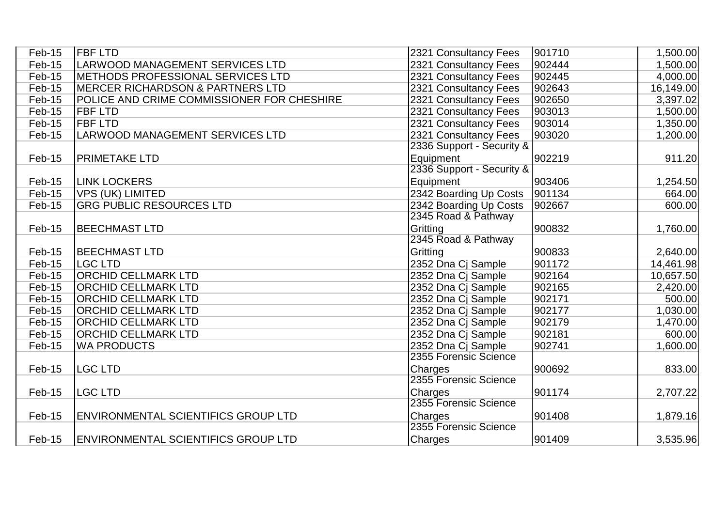| | | | | |
|---|---|---|---|---|
| Feb-15 | FBF LTD | 2321 Consultancy Fees | 901710 | 1,500.00 |
| Feb-15 | LARWOOD MANAGEMENT SERVICES LTD | 2321 Consultancy Fees | 902444 | 1,500.00 |
| Feb-15 | METHODS PROFESSIONAL SERVICES LTD | 2321 Consultancy Fees | 902445 | 4,000.00 |
| Feb-15 | MERCER RICHARDSON & PARTNERS LTD | 2321 Consultancy Fees | 902643 | 16,149.00 |
| Feb-15 | POLICE AND CRIME COMMISSIONER FOR CHESHIRE | 2321 Consultancy Fees | 902650 | 3,397.02 |
| Feb-15 | FBF LTD | 2321 Consultancy Fees | 903013 | 1,500.00 |
| Feb-15 | FBF LTD | 2321 Consultancy Fees | 903014 | 1,350.00 |
| Feb-15 | LARWOOD MANAGEMENT SERVICES LTD | 2321 Consultancy Fees | 903020 | 1,200.00 |
| Feb-15 | PRIMETAKE LTD | 2336 Support - Security & Equipment | 902219 | 911.20 |
| Feb-15 | LINK LOCKERS | 2336 Support - Security & Equipment | 903406 | 1,254.50 |
| Feb-15 | VPS (UK) LIMITED | 2342 Boarding Up Costs | 901134 | 664.00 |
| Feb-15 | GRG PUBLIC RESOURCES LTD | 2342 Boarding Up Costs | 902667 | 600.00 |
| Feb-15 | BEECHMAST LTD | 2345 Road & Pathway Gritting | 900832 | 1,760.00 |
| Feb-15 | BEECHMAST LTD | 2345 Road & Pathway Gritting | 900833 | 2,640.00 |
| Feb-15 | LGC LTD | 2352 Dna Cj Sample | 901172 | 14,461.98 |
| Feb-15 | ORCHID CELLMARK LTD | 2352 Dna Cj Sample | 902164 | 10,657.50 |
| Feb-15 | ORCHID CELLMARK LTD | 2352 Dna Cj Sample | 902165 | 2,420.00 |
| Feb-15 | ORCHID CELLMARK LTD | 2352 Dna Cj Sample | 902171 | 500.00 |
| Feb-15 | ORCHID CELLMARK LTD | 2352 Dna Cj Sample | 902177 | 1,030.00 |
| Feb-15 | ORCHID CELLMARK LTD | 2352 Dna Cj Sample | 902179 | 1,470.00 |
| Feb-15 | ORCHID CELLMARK LTD | 2352 Dna Cj Sample | 902181 | 600.00 |
| Feb-15 | WA PRODUCTS | 2352 Dna Cj Sample | 902741 | 1,600.00 |
| Feb-15 | LGC LTD | 2355 Forensic Science Charges | 900692 | 833.00 |
| Feb-15 | LGC LTD | 2355 Forensic Science Charges | 901174 | 2,707.22 |
| Feb-15 | ENVIRONMENTAL SCIENTIFICS GROUP LTD | 2355 Forensic Science Charges | 901408 | 1,879.16 |
| Feb-15 | ENVIRONMENTAL SCIENTIFICS GROUP LTD | 2355 Forensic Science Charges | 901409 | 3,535.96 |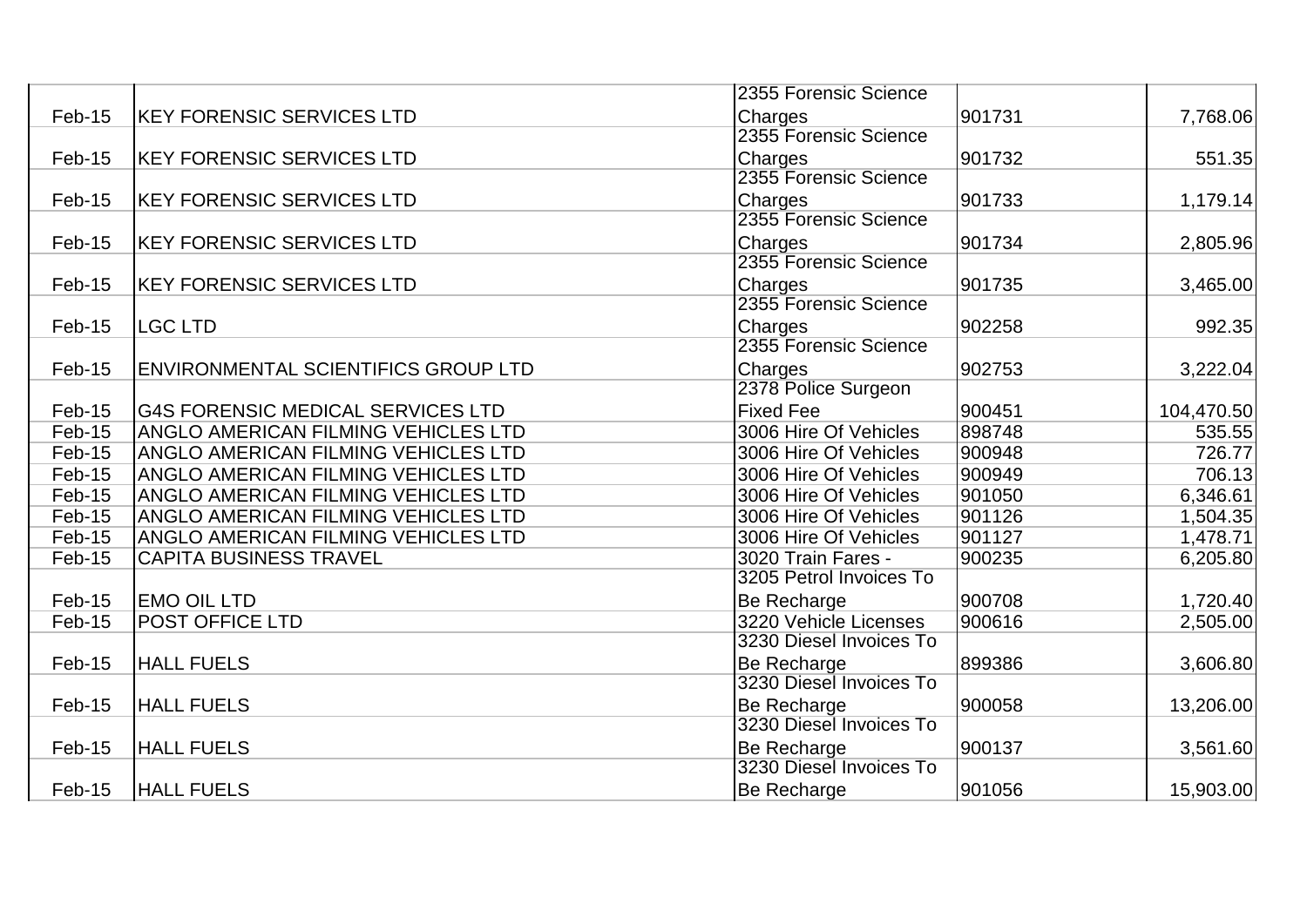| | | | | |
|---|---|---|---|---|
| Feb-15 | KEY FORENSIC SERVICES LTD | 2355 Forensic Science Charges | 901731 | 7,768.06 |
| Feb-15 | KEY FORENSIC SERVICES LTD | 2355 Forensic Science Charges | 901732 | 551.35 |
| Feb-15 | KEY FORENSIC SERVICES LTD | 2355 Forensic Science Charges | 901733 | 1,179.14 |
| Feb-15 | KEY FORENSIC SERVICES LTD | 2355 Forensic Science Charges | 901734 | 2,805.96 |
| Feb-15 | KEY FORENSIC SERVICES LTD | 2355 Forensic Science Charges | 901735 | 3,465.00 |
| Feb-15 | LGC LTD | 2355 Forensic Science Charges | 902258 | 992.35 |
| Feb-15 | ENVIRONMENTAL SCIENTIFICS GROUP LTD | 2355 Forensic Science Charges | 902753 | 3,222.04 |
| Feb-15 | G4S FORENSIC MEDICAL SERVICES LTD | 2378 Police Surgeon Fixed Fee | 900451 | 104,470.50 |
| Feb-15 | ANGLO AMERICAN FILMING VEHICLES LTD | 3006 Hire Of Vehicles | 898748 | 535.55 |
| Feb-15 | ANGLO AMERICAN FILMING VEHICLES LTD | 3006 Hire Of Vehicles | 900948 | 726.77 |
| Feb-15 | ANGLO AMERICAN FILMING VEHICLES LTD | 3006 Hire Of Vehicles | 900949 | 706.13 |
| Feb-15 | ANGLO AMERICAN FILMING VEHICLES LTD | 3006 Hire Of Vehicles | 901050 | 6,346.61 |
| Feb-15 | ANGLO AMERICAN FILMING VEHICLES LTD | 3006 Hire Of Vehicles | 901126 | 1,504.35 |
| Feb-15 | ANGLO AMERICAN FILMING VEHICLES LTD | 3006 Hire Of Vehicles | 901127 | 1,478.71 |
| Feb-15 | CAPITA BUSINESS TRAVEL | 3020 Train Fares - | 900235 | 6,205.80 |
| Feb-15 | EMO OIL LTD | 3205 Petrol Invoices To Be Recharge | 900708 | 1,720.40 |
| Feb-15 | POST OFFICE LTD | 3220 Vehicle Licenses | 900616 | 2,505.00 |
| Feb-15 | HALL FUELS | 3230 Diesel Invoices To Be Recharge | 899386 | 3,606.80 |
| Feb-15 | HALL FUELS | 3230 Diesel Invoices To Be Recharge | 900058 | 13,206.00 |
| Feb-15 | HALL FUELS | 3230 Diesel Invoices To Be Recharge | 900137 | 3,561.60 |
| Feb-15 | HALL FUELS | 3230 Diesel Invoices To Be Recharge | 901056 | 15,903.00 |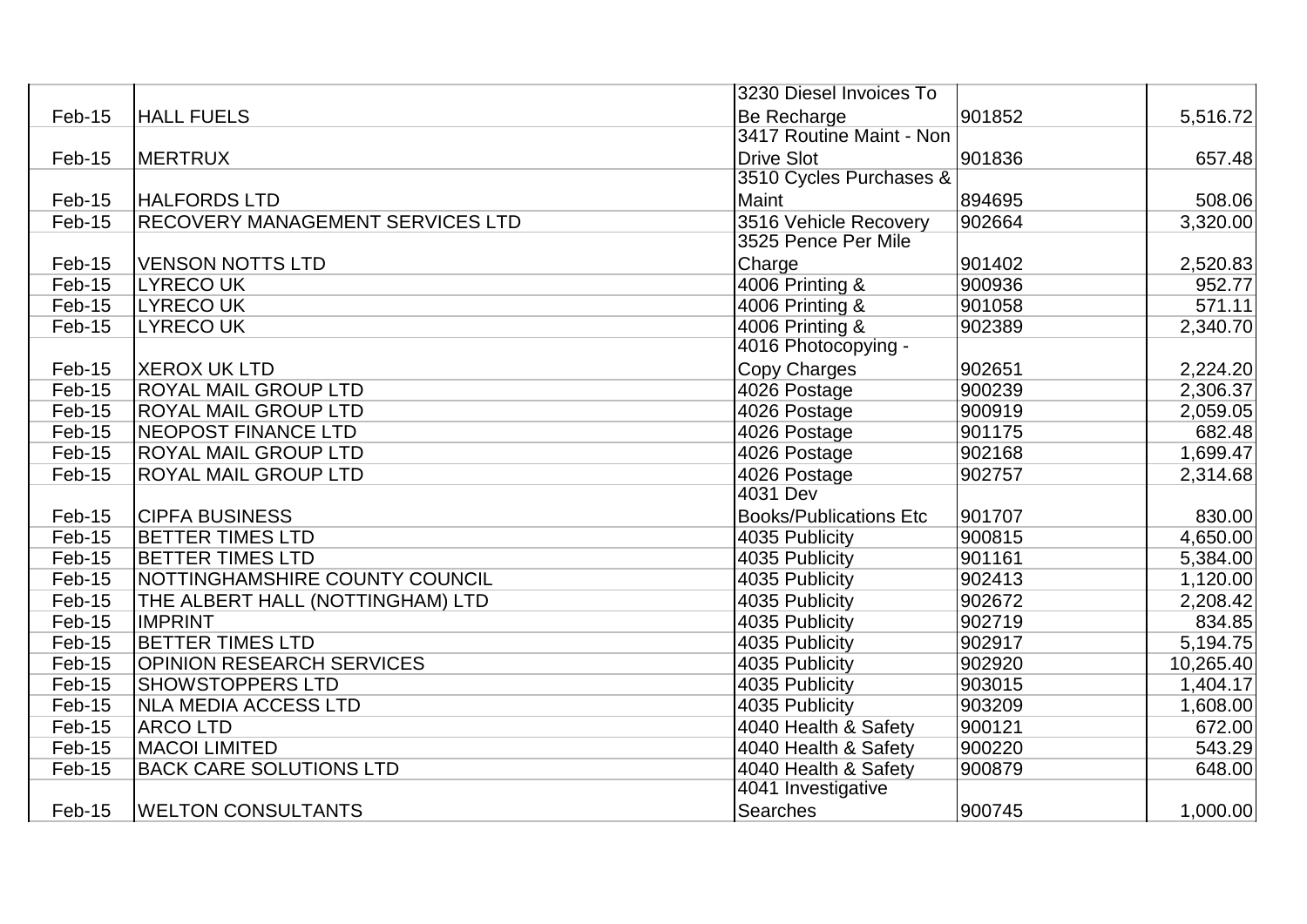| | | | | |
|---|---|---|---|---|
| Feb-15 | HALL FUELS | 3230 Diesel Invoices To Be Recharge | 901852 | 5,516.72 |
| Feb-15 | MERTRUX | 3417 Routine Maint - Non Drive Slot | 901836 | 657.48 |
| Feb-15 | HALFORDS LTD | 3510 Cycles Purchases & Maint | 894695 | 508.06 |
| Feb-15 | RECOVERY MANAGEMENT SERVICES LTD | 3516 Vehicle Recovery | 902664 | 3,320.00 |
| Feb-15 | VENSON NOTTS LTD | 3525 Pence Per Mile Charge | 901402 | 2,520.83 |
| Feb-15 | LYRECO UK | 4006 Printing & | 900936 | 952.77 |
| Feb-15 | LYRECO UK | 4006 Printing & | 901058 | 571.11 |
| Feb-15 | LYRECO UK | 4006 Printing & | 902389 | 2,340.70 |
| Feb-15 | XEROX UK LTD | 4016 Photocopying - Copy Charges | 902651 | 2,224.20 |
| Feb-15 | ROYAL MAIL GROUP LTD | 4026 Postage | 900239 | 2,306.37 |
| Feb-15 | ROYAL MAIL GROUP LTD | 4026 Postage | 900919 | 2,059.05 |
| Feb-15 | NEOPOST FINANCE LTD | 4026 Postage | 901175 | 682.48 |
| Feb-15 | ROYAL MAIL GROUP LTD | 4026 Postage | 902168 | 1,699.47 |
| Feb-15 | ROYAL MAIL GROUP LTD | 4026 Postage | 902757 | 2,314.68 |
| Feb-15 | CIPFA BUSINESS | 4031 Dev Books/Publications Etc | 901707 | 830.00 |
| Feb-15 | BETTER TIMES LTD | 4035 Publicity | 900815 | 4,650.00 |
| Feb-15 | BETTER TIMES LTD | 4035 Publicity | 901161 | 5,384.00 |
| Feb-15 | NOTTINGHAMSHIRE COUNTY COUNCIL | 4035 Publicity | 902413 | 1,120.00 |
| Feb-15 | THE ALBERT HALL (NOTTINGHAM) LTD | 4035 Publicity | 902672 | 2,208.42 |
| Feb-15 | IMPRINT | 4035 Publicity | 902719 | 834.85 |
| Feb-15 | BETTER TIMES LTD | 4035 Publicity | 902917 | 5,194.75 |
| Feb-15 | OPINION RESEARCH SERVICES | 4035 Publicity | 902920 | 10,265.40 |
| Feb-15 | SHOWSTOPPERS LTD | 4035 Publicity | 903015 | 1,404.17 |
| Feb-15 | NLA MEDIA ACCESS LTD | 4035 Publicity | 903209 | 1,608.00 |
| Feb-15 | ARCO LTD | 4040 Health & Safety | 900121 | 672.00 |
| Feb-15 | MACOI LIMITED | 4040 Health & Safety | 900220 | 543.29 |
| Feb-15 | BACK CARE SOLUTIONS LTD | 4040 Health & Safety | 900879 | 648.00 |
| Feb-15 | WELTON CONSULTANTS | 4041 Investigative Searches | 900745 | 1,000.00 |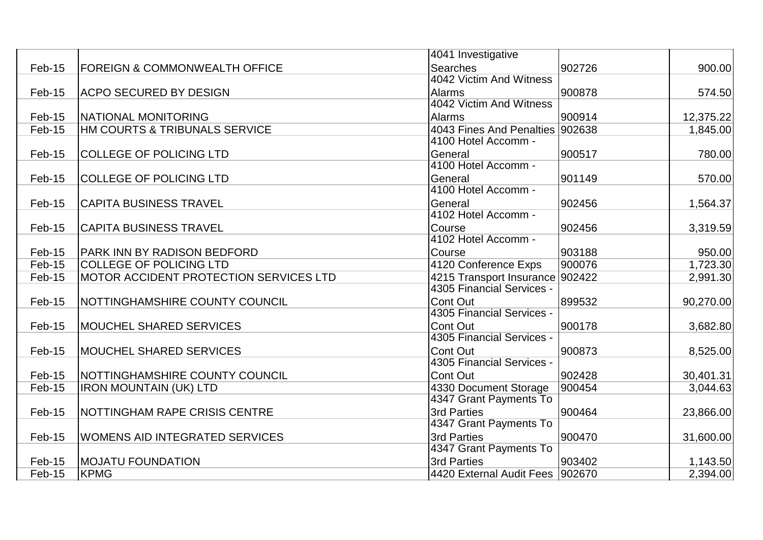| | | | | |
|---|---|---|---|---|
| Feb-15 | FOREIGN & COMMONWEALTH OFFICE | 4041 Investigative Searches | 902726 | 900.00 |
| Feb-15 | ACPO SECURED BY DESIGN | 4042 Victim And Witness Alarms | 900878 | 574.50 |
| Feb-15 | NATIONAL MONITORING | 4042 Victim And Witness Alarms | 900914 | 12,375.22 |
| Feb-15 | HM COURTS & TRIBUNALS SERVICE | 4043 Fines And Penalties | 902638 | 1,845.00 |
| Feb-15 | COLLEGE OF POLICING LTD | 4100 Hotel Accomm - General | 900517 | 780.00 |
| Feb-15 | COLLEGE OF POLICING LTD | 4100 Hotel Accomm - General | 901149 | 570.00 |
| Feb-15 | CAPITA BUSINESS TRAVEL | 4100 Hotel Accomm - General | 902456 | 1,564.37 |
| Feb-15 | CAPITA BUSINESS TRAVEL | 4102 Hotel Accomm - Course | 902456 | 3,319.59 |
| Feb-15 | PARK INN BY RADISON BEDFORD | 4102 Hotel Accomm - Course | 903188 | 950.00 |
| Feb-15 | COLLEGE OF POLICING LTD | 4120 Conference Exps | 900076 | 1,723.30 |
| Feb-15 | MOTOR ACCIDENT PROTECTION SERVICES LTD | 4215 Transport Insurance | 902422 | 2,991.30 |
| Feb-15 | NOTTINGHAMSHIRE COUNTY COUNCIL | 4305 Financial Services - Cont Out | 899532 | 90,270.00 |
| Feb-15 | MOUCHEL SHARED SERVICES | 4305 Financial Services - Cont Out | 900178 | 3,682.80 |
| Feb-15 | MOUCHEL SHARED SERVICES | 4305 Financial Services - Cont Out | 900873 | 8,525.00 |
| Feb-15 | NOTTINGHAMSHIRE COUNTY COUNCIL | 4305 Financial Services - Cont Out | 902428 | 30,401.31 |
| Feb-15 | IRON MOUNTAIN (UK) LTD | 4330 Document Storage | 900454 | 3,044.63 |
| Feb-15 | NOTTINGHAM RAPE CRISIS CENTRE | 4347 Grant Payments To 3rd Parties | 900464 | 23,866.00 |
| Feb-15 | WOMENS AID INTEGRATED SERVICES | 4347 Grant Payments To 3rd Parties | 900470 | 31,600.00 |
| Feb-15 | MOJATU FOUNDATION | 4347 Grant Payments To 3rd Parties | 903402 | 1,143.50 |
| Feb-15 | KPMG | 4420 External Audit Fees | 902670 | 2,394.00 |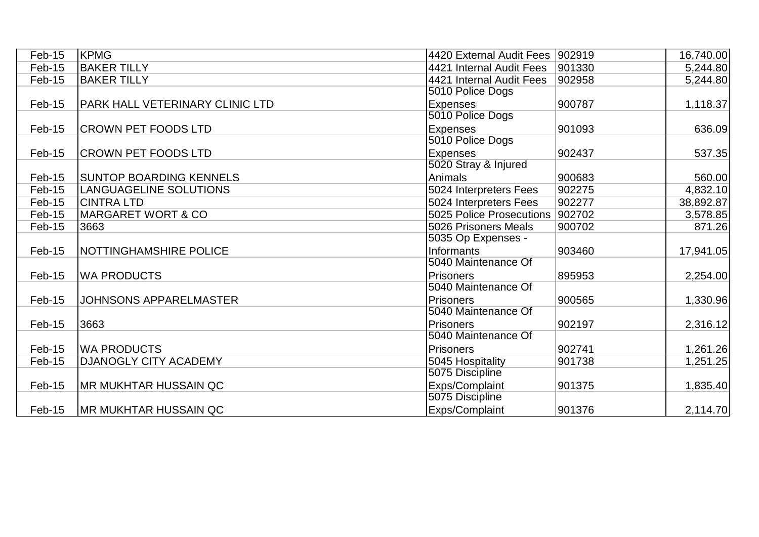| | | | | |
|---|---|---|---|---|
| Feb-15 | KPMG | 4420 External Audit Fees | 902919 | 16,740.00 |
| Feb-15 | BAKER TILLY | 4421 Internal Audit Fees | 901330 | 5,244.80 |
| Feb-15 | BAKER TILLY | 4421 Internal Audit Fees | 902958 | 5,244.80 |
| Feb-15 | PARK HALL VETERINARY CLINIC LTD | 5010 Police Dogs Expenses | 900787 | 1,118.37 |
| Feb-15 | CROWN PET FOODS LTD | 5010 Police Dogs Expenses | 901093 | 636.09 |
| Feb-15 | CROWN PET FOODS LTD | 5010 Police Dogs Expenses | 902437 | 537.35 |
| Feb-15 | SUNTOP BOARDING KENNELS | 5020 Stray & Injured Animals | 900683 | 560.00 |
| Feb-15 | LANGUAGELINE SOLUTIONS | 5024 Interpreters Fees | 902275 | 4,832.10 |
| Feb-15 | CINTRA LTD | 5024 Interpreters Fees | 902277 | 38,892.87 |
| Feb-15 | MARGARET WORT & CO | 5025 Police Prosecutions | 902702 | 3,578.85 |
| Feb-15 | 3663 | 5026 Prisoners Meals | 900702 | 871.26 |
| Feb-15 | NOTTINGHAMSHIRE POLICE | 5035 Op Expenses - Informants | 903460 | 17,941.05 |
| Feb-15 | WA PRODUCTS | 5040 Maintenance Of Prisoners | 895953 | 2,254.00 |
| Feb-15 | JOHNSONS APPARELMASTER | 5040 Maintenance Of Prisoners | 900565 | 1,330.96 |
| Feb-15 | 3663 | 5040 Maintenance Of Prisoners | 902197 | 2,316.12 |
| Feb-15 | WA PRODUCTS | 5040 Maintenance Of Prisoners | 902741 | 1,261.26 |
| Feb-15 | DJANOGLY CITY ACADEMY | 5045 Hospitality | 901738 | 1,251.25 |
| Feb-15 | MR MUKHTAR HUSSAIN QC | 5075 Discipline Exps/Complaint | 901375 | 1,835.40 |
| Feb-15 | MR MUKHTAR HUSSAIN QC | 5075 Discipline Exps/Complaint | 901376 | 2,114.70 |